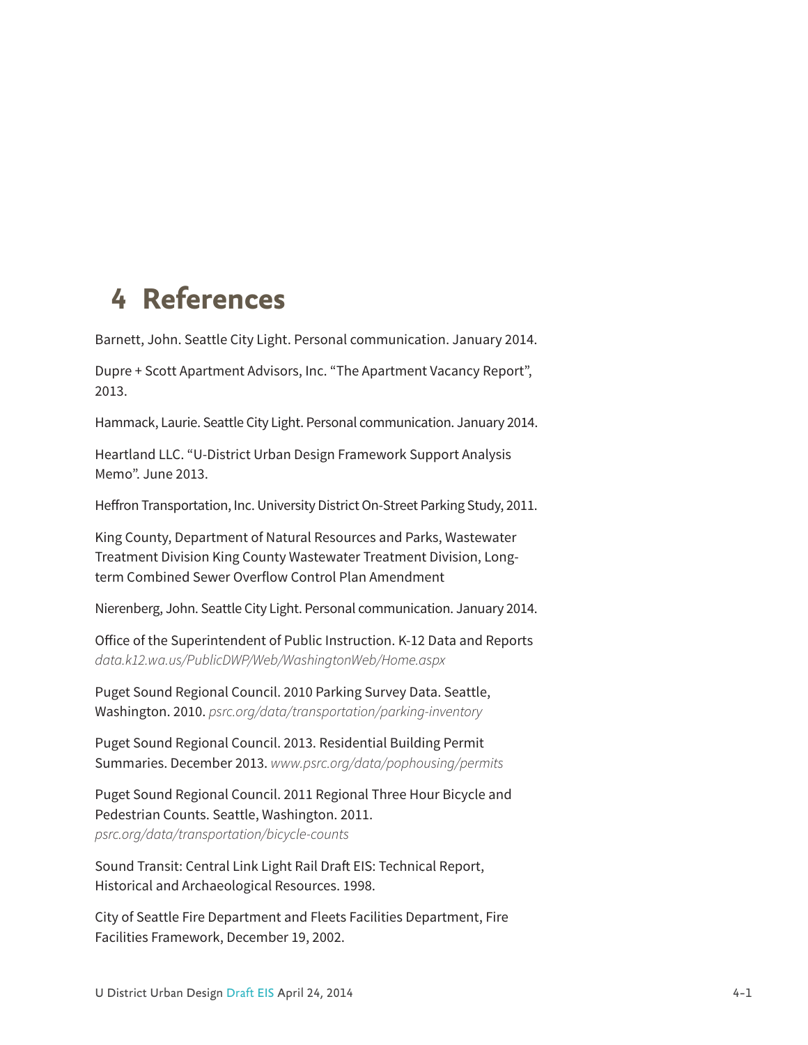# 4 References

Barnett, John. Seattle City Light. Personal communication. January 2014.

Dupre + Scott Apartment Advisors, Inc. "The Apartment Vacancy Report", 2013.

Hammack, Laurie. Seattle City Light. Personal communication. January 2014.

Heartland LLC. "U-District Urban Design Framework Support Analysis Memo". June 2013.

Heffron Transportation, Inc. University District On-Street Parking Study, 2011.

King County, Department of Natural Resources and Parks, Wastewater Treatment Division King County Wastewater Treatment Division, Long-term Combined Sewer Overflow Control Plan Amendment

Nierenberg, John. Seattle City Light. Personal communication. January 2014.

Office of the Superintendent of Public Instruction. K-12 Data and Reports *data.k12.wa.us/PublicDWP/Web/WashingtonWeb/Home.aspx*

Puget Sound Regional Council. 2010 Parking Survey Data. Seattle, Washington. 2010. *psrc.org/data/transportation/parking-inventory*

Puget Sound Regional Council. 2013. Residential Building Permit Summaries. December 2013. *www.psrc.org/data/pophousing/permits*

Puget Sound Regional Council. 2011 Regional Three Hour Bicycle and Pedestrian Counts. Seattle, Washington. 2011. *psrc.org/data/transportation/bicycle-counts*

Sound Transit: Central Link Light Rail Draft EIS: Technical Report, Historical and Archaeological Resources. 1998.

City of Seattle Fire Department and Fleets Facilities Department, Fire Facilities Framework, December 19, 2002.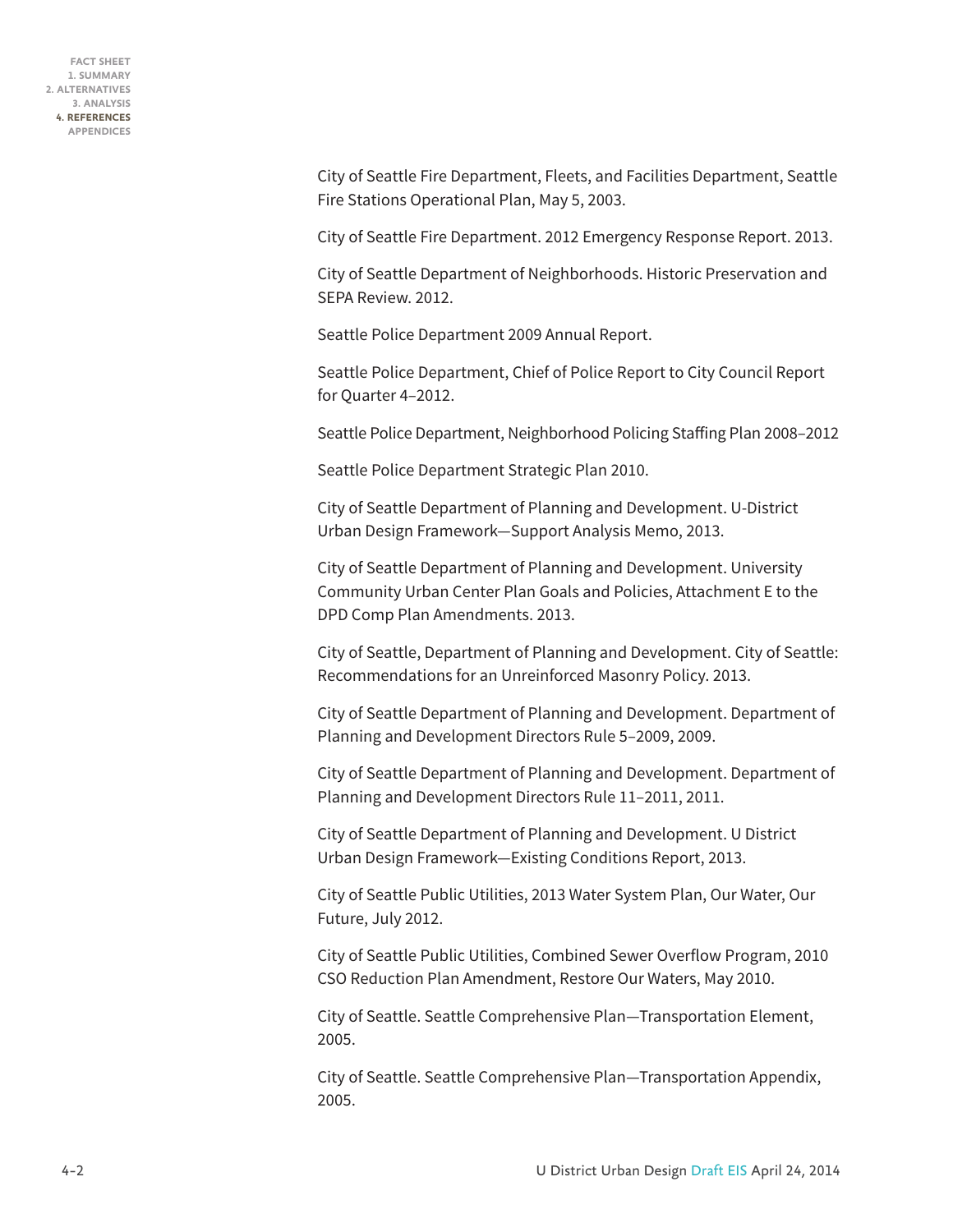City of Seattle Fire Department, Fleets, and Facilities Department, Seattle Fire Stations Operational Plan, May 5, 2003.

City of Seattle Fire Department. 2012 Emergency Response Report. 2013.

City of Seattle Department of Neighborhoods. Historic Preservation and SEPA Review. 2012.

Seattle Police Department 2009 Annual Report.

Seattle Police Department, Chief of Police Report to City Council Report for Quarter 4–2012.

Seattle Police Department, Neighborhood Policing Staffing Plan 2008–2012

Seattle Police Department Strategic Plan 2010.

City of Seattle Department of Planning and Development. U-District Urban Design Framework—Support Analysis Memo, 2013.

City of Seattle Department of Planning and Development. University Community Urban Center Plan Goals and Policies, Attachment E to the DPD Comp Plan Amendments. 2013.

City of Seattle, Department of Planning and Development. City of Seattle: Recommendations for an Unreinforced Masonry Policy. 2013.

City of Seattle Department of Planning and Development. Department of Planning and Development Directors Rule 5–2009, 2009.

City of Seattle Department of Planning and Development. Department of Planning and Development Directors Rule 11–2011, 2011.

City of Seattle Department of Planning and Development. U District Urban Design Framework—Existing Conditions Report, 2013.

City of Seattle Public Utilities, 2013 Water System Plan, Our Water, Our Future, July 2012.

City of Seattle Public Utilities, Combined Sewer Overflow Program, 2010 CSO Reduction Plan Amendment, Restore Our Waters, May 2010.

City of Seattle. Seattle Comprehensive Plan—Transportation Element, 2005.

City of Seattle. Seattle Comprehensive Plan—Transportation Appendix, 2005.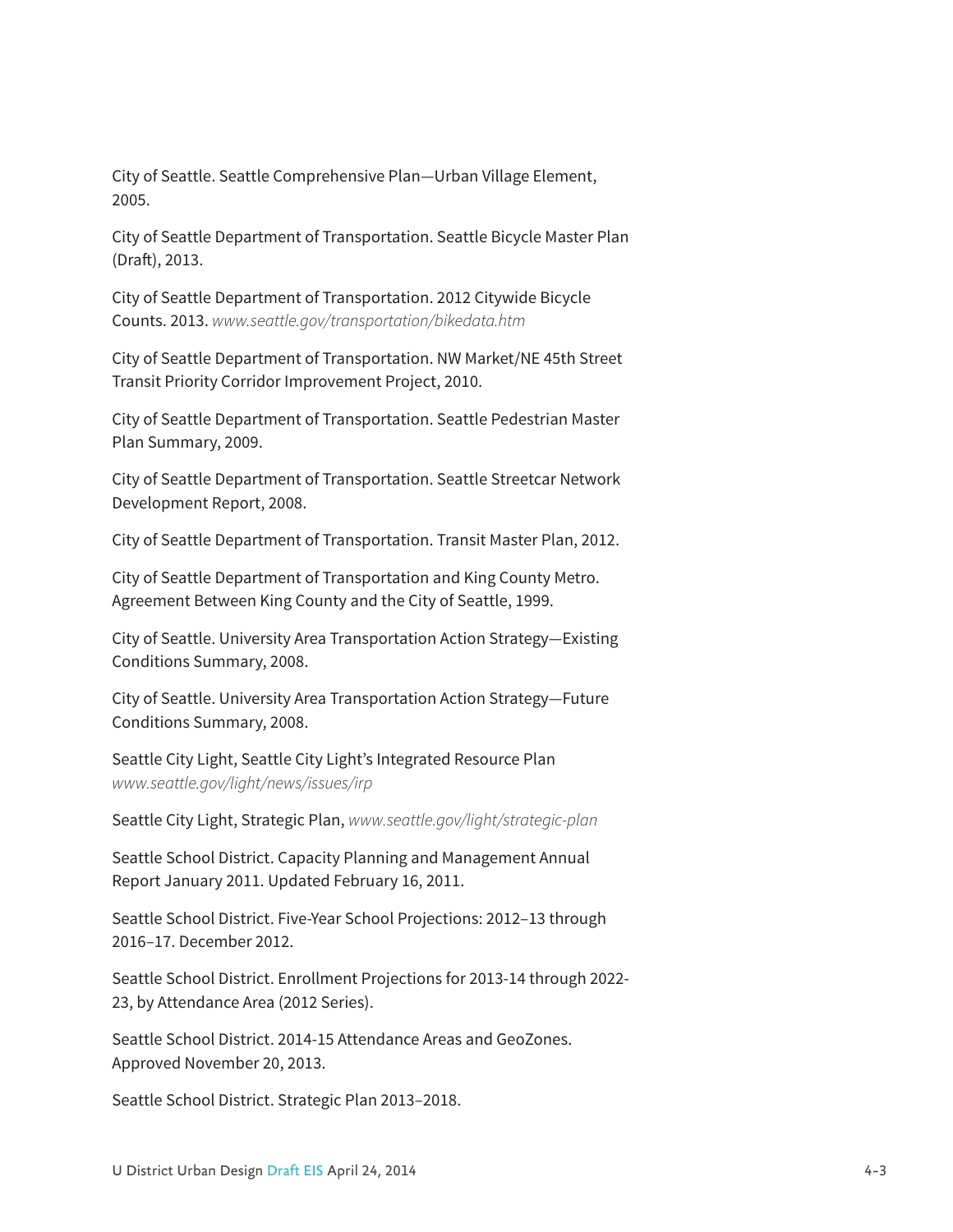City of Seattle. Seattle Comprehensive Plan—Urban Village Element, 2005.

City of Seattle Department of Transportation. Seattle Bicycle Master Plan (Draft), 2013.

City of Seattle Department of Transportation. 2012 Citywide Bicycle Counts. 2013. *www.seattle.gov/transportation/bikedata.htm*

City of Seattle Department of Transportation. NW Market/NE 45th Street Transit Priority Corridor Improvement Project, 2010.

City of Seattle Department of Transportation. Seattle Pedestrian Master Plan Summary, 2009.

City of Seattle Department of Transportation. Seattle Streetcar Network Development Report, 2008.

City of Seattle Department of Transportation. Transit Master Plan, 2012.

City of Seattle Department of Transportation and King County Metro. Agreement Between King County and the City of Seattle, 1999.

City of Seattle. University Area Transportation Action Strategy—Existing Conditions Summary, 2008.

City of Seattle. University Area Transportation Action Strategy—Future Conditions Summary, 2008.

Seattle City Light, Seattle City Light's Integrated Resource Plan *www.seattle.gov/light/news/issues/irp*

Seattle City Light, Strategic Plan, *www.seattle.gov/light/strategic-plan*

Seattle School District. Capacity Planning and Management Annual Report January 2011. Updated February 16, 2011.

Seattle School District. Five-Year School Projections: 2012–13 through 2016–17. December 2012.

Seattle School District. Enrollment Projections for 2013-14 through 2022-23, by Attendance Area (2012 Series).

Seattle School District. 2014-15 Attendance Areas and GeoZones. Approved November 20, 2013.

Seattle School District. Strategic Plan 2013–2018.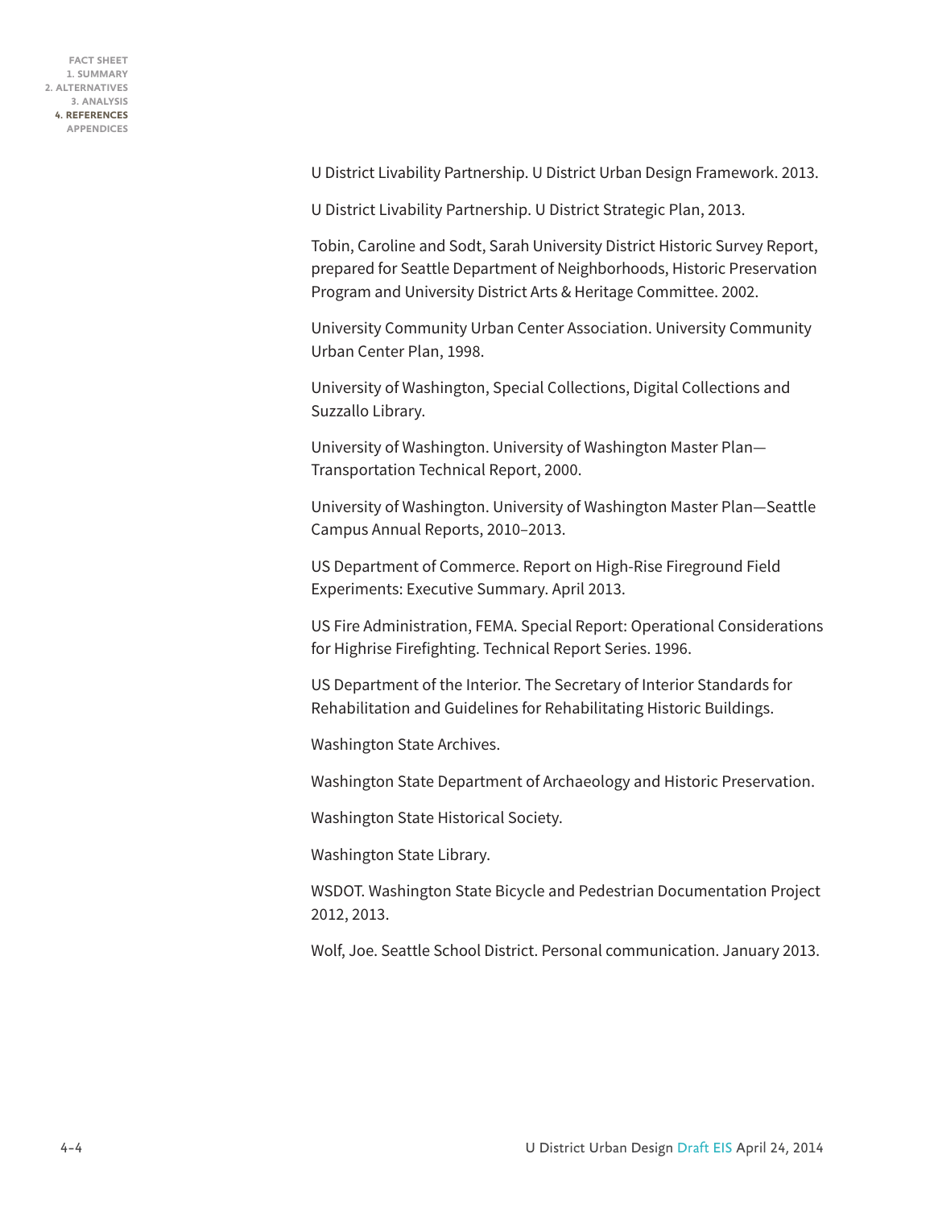U District Livability Partnership. U District Urban Design Framework. 2013.

U District Livability Partnership. U District Strategic Plan, 2013.

Tobin, Caroline and Sodt, Sarah University District Historic Survey Report, prepared for Seattle Department of Neighborhoods, Historic Preservation Program and University District Arts & Heritage Committee. 2002.

University Community Urban Center Association. University Community Urban Center Plan, 1998.

University of Washington, Special Collections, Digital Collections and Suzzallo Library.

University of Washington. University of Washington Master Plan—Transportation Technical Report, 2000.

University of Washington. University of Washington Master Plan—Seattle Campus Annual Reports, 2010–2013.

US Department of Commerce. Report on High-Rise Fireground Field Experiments: Executive Summary. April 2013.

US Fire Administration, FEMA. Special Report: Operational Considerations for Highrise Firefighting. Technical Report Series. 1996.

US Department of the Interior. The Secretary of Interior Standards for Rehabilitation and Guidelines for Rehabilitating Historic Buildings.

Washington State Archives.

Washington State Department of Archaeology and Historic Preservation.

Washington State Historical Society.

Washington State Library.

WSDOT. Washington State Bicycle and Pedestrian Documentation Project 2012, 2013.

Wolf, Joe. Seattle School District. Personal communication. January 2013.